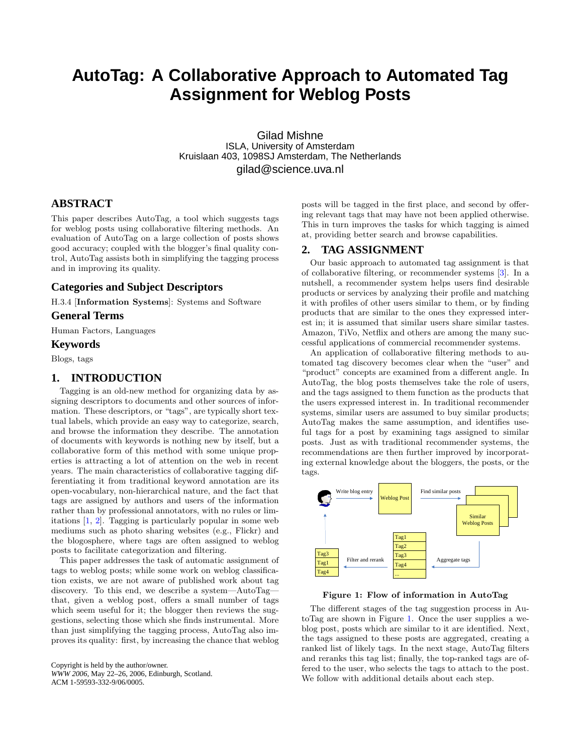# AutoTag: A Collaborative Approach to Automated Tag Assignment for Weblog Posts

Gilad Mishne
ISLA, University of Amsterdam
Kruislaan 403, 1098SJ Amsterdam, The Netherlands
gilad@science.uva.nl

## ABSTRACT

This paper describes AutoTag, a tool which suggests tags for weblog posts using collaborative filtering methods. An evaluation of AutoTag on a large collection of posts shows good accuracy; coupled with the blogger's final quality control, AutoTag assists both in simplifying the tagging process and in improving its quality.

## Categories and Subject Descriptors

H.3.4 [**Information Systems**]: Systems and Software

## General Terms

Human Factors, Languages

## Keywords

Blogs, tags

## 1. INTRODUCTION

Tagging is an old-new method for organizing data by assigning descriptors to documents and other sources of information. These descriptors, or "tags", are typically short textual labels, which provide an easy way to categorize, search, and browse the information they describe. The annotation of documents with keywords is nothing new by itself, but a collaborative form of this method with some unique properties is attracting a lot of attention on the web in recent years. The main characteristics of collaborative tagging differentiating it from traditional keyword annotation are its open-vocabulary, non-hierarchical nature, and the fact that tags are assigned by authors and users of the information rather than by professional annotators, with no rules or limitations [1, 2]. Tagging is particularly popular in some web mediums such as photo sharing websites (e.g., Flickr) and the blogosphere, where tags are often assigned to weblog posts to facilitate categorization and filtering.

This paper addresses the task of automatic assignment of tags to weblog posts; while some work on weblog classification exists, we are not aware of published work about tag discovery. To this end, we describe a system—AutoTag—that, given a weblog post, offers a small number of tags which seem useful for it; the blogger then reviews the suggestions, selecting those which she finds instrumental. More than just simplifying the tagging process, AutoTag also improves its quality: first, by increasing the chance that weblog posts will be tagged in the first place, and second by offering relevant tags that may have not been applied otherwise. This in turn improves the tasks for which tagging is aimed at, providing better search and browse capabilities.

Copyright is held by the author/owner.
*WWW 2006*, May 22–26, 2006, Edinburgh, Scotland.
ACM 1-59593-332-9/06/0005.

## 2. TAG ASSIGNMENT

Our basic approach to automated tag assignment is that of collaborative filtering, or recommender systems [3]. In a nutshell, a recommender system helps users find desirable products or services by analyzing their profile and matching it with profiles of other users similar to them, or by finding products that are similar to the ones they expressed interest in; it is assumed that similar users share similar tastes. Amazon, TiVo, Netflix and others are among the many successful applications of commercial recommender systems.

An application of collaborative filtering methods to automated tag discovery becomes clear when the "user" and "product" concepts are examined from a different angle. In AutoTag, the blog posts themselves take the role of users, and the tags assigned to them function as the products that the users expressed interest in. In traditional recommender systems, similar users are assumed to buy similar products; AutoTag makes the same assumption, and identifies useful tags for a post by examining tags assigned to similar posts. Just as with traditional recommender systems, the recommendations are then further improved by incorporating external knowledge about the bloggers, the posts, or the tags.

Write blog entry
Weblog Post
Find similar posts
Similar Weblog Posts
Aggregate tags
Tag1
Tag2
Tag3
Tag4
...
Filter and rerank
Tag3
Tag1
Tag4

**Figure 1: Flow of information in AutoTag**

The different stages of the tag suggestion process in AutoTag are shown in Figure 1. Once the user supplies a weblog post, posts which are similar to it are identified. Next, the tags assigned to these posts are aggregated, creating a ranked list of likely tags. In the next stage, AutoTag filters and reranks this tag list; finally, the top-ranked tags are offered to the user, who selects the tags to attach to the post. We follow with additional details about each step.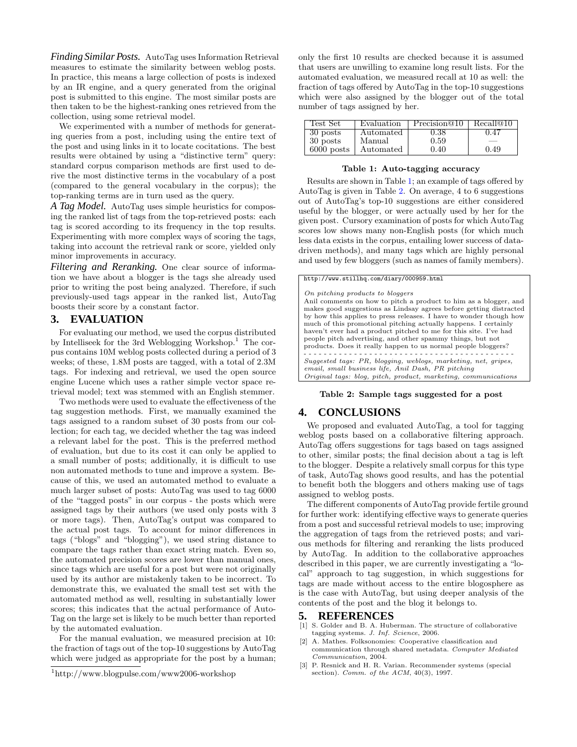***Finding Similar Posts.*** AutoTag uses Information Retrieval measures to estimate the similarity between weblog posts. In practice, this means a large collection of posts is indexed by an IR engine, and a query generated from the original post is submitted to this engine. The most similar posts are then taken to be the highest-ranking ones retrieved from the collection, using some retrieval model.

We experimented with a number of methods for generating queries from a post, including using the entire text of the post and using links in it to locate cocitations. The best results were obtained by using a "distinctive term" query: standard corpus comparison methods are first used to derive the most distinctive terms in the vocabulary of a post (compared to the general vocabulary in the corpus); the top-ranking terms are in turn used as the query.

***A Tag Model.*** AutoTag uses simple heuristics for composing the ranked list of tags from the top-retrieved posts: each tag is scored according to its frequency in the top results. Experimenting with more complex ways of scoring the tags, taking into account the retrieval rank or score, yielded only minor improvements in accuracy.

***Filtering and Reranking.*** One clear source of information we have about a blogger is the tags she already used prior to writing the post being analyzed. Therefore, if such previously-used tags appear in the ranked list, AutoTag boosts their score by a constant factor.

## 3. EVALUATION

For evaluating our method, we used the corpus distributed by Intelliseek for the 3rd Weblogging Workshop.[1] The corpus contains 10M weblog posts collected during a period of 3 weeks; of these, 1.8M posts are tagged, with a total of 2.3M tags. For indexing and retrieval, we used the open source engine Lucene which uses a rather simple vector space retrieval model; text was stemmed with an English stemmer.

Two methods were used to evaluate the effectiveness of the tag suggestion methods. First, we manually examined the tags assigned to a random subset of 30 posts from our collection; for each tag, we decided whether the tag was indeed a relevant label for the post. This is the preferred method of evaluation, but due to its cost it can only be applied to a small number of posts; additionally, it is difficult to use non automated methods to tune and improve a system. Because of this, we used an automated method to evaluate a much larger subset of posts: AutoTag was used to tag 6000 of the "tagged posts" in our corpus - the posts which were assigned tags by their authors (we used only posts with 3 or more tags). Then, AutoTag's output was compared to the actual post tags. To account for minor differences in tags ("blogs" and "blogging"), we used string distance to compare the tags rather than exact string match. Even so, the automated precision scores are lower than manual ones, since tags which are useful for a post but were not originally used by its author are mistakenly taken to be incorrect. To demonstrate this, we evaluated the small test set with the automated method as well, resulting in substantially lower scores; this indicates that the actual performance of AutoTag on the large set is likely to be much better than reported by the automated evaluation.

For the manual evaluation, we measured precision at 10: the fraction of tags out of the top-10 suggestions by AutoTag which were judged as appropriate for the post by a human; only the first 10 results are checked because it is assumed that users are unwilling to examine long result lists. For the automated evaluation, we measured recall at 10 as well: the fraction of tags offered by AutoTag in the top-10 suggestions which were also assigned by the blogger out of the total number of tags assigned by her.

| Test Set | Evaluation | Precision@10 | Recall@10 |
|---|---|---|---|
| 30 posts | Automated | 0.38 | 0.47 |
| 30 posts | Manual | 0.59 | — |
| 6000 posts | Automated | 0.40 | 0.49 |

**Table 1: Auto-tagging accuracy**

Results are shown in Table 1; an example of tags offered by AutoTag is given in Table 2. On average, 4 to 6 suggestions out of AutoTag's top-10 suggestions are either considered useful by the blogger, or were actually used by her for the given post. Cursory examination of posts for which AutoTag scores low shows many non-English posts (for which much less data exists in the corpus, entailing lower success of data-driven methods), and many tags which are highly personal and used by few bloggers (such as names of family members).

| |
|---|
| http://www.stillhq.com/diary/000959.html |
| *On pitching products to bloggers*<br>Anil comments on how to pitch a product to him as a blogger, and makes good suggestions as Lindsay agrees before getting distracted by how this applies to press releases. I have to wonder though how much of this promotional pitching actually happens. I certainly haven't ever had a product pitched to me for this site. I've had people pitch advertising, and other spammy things, but not products. Does it really happen to us normal people bloggers? |
| *Suggested tags: PR, blogging, weblogs, marketing, net, gripes, email, small business life, Anil Dash, PR pitching*<br>*Original tags: blog, pitch, product, marketing, communications* |

**Table 2: Sample tags suggested for a post**

## 4. CONCLUSIONS

We proposed and evaluated AutoTag, a tool for tagging weblog posts based on a collaborative filtering approach. AutoTag offers suggestions for tags based on tags assigned to other, similar posts; the final decision about a tag is left to the blogger. Despite a relatively small corpus for this type of task, AutoTag shows good results, and has the potential to benefit both the bloggers and others making use of tags assigned to weblog posts.

The different components of AutoTag provide fertile ground for further work: identifying effective ways to generate queries from a post and successful retrieval models to use; improving the aggregation of tags from the retrieved posts; and various methods for filtering and reranking the lists produced by AutoTag. In addition to the collaborative approaches described in this paper, we are currently investigating a "local" approach to tag suggestion, in which suggestions for tags are made without access to the entire blogosphere as is the case with AutoTag, but using deeper analysis of the contents of the post and the blog it belongs to.

## 5. REFERENCES

[1] S. Golder and B. A. Huberman. The structure of collaborative tagging systems. *J. Inf. Science*, 2006.

[2] A. Mathes. Folksonomies: Cooperative classification and communication through shared metadata. *Computer Mediated Communication*, 2004.

[3] P. Resnick and H. R. Varian. Recommender systems (special section). *Comm. of the ACM*, 40(3), 1997.

[1] http://www.blogpulse.com/www2006-workshop